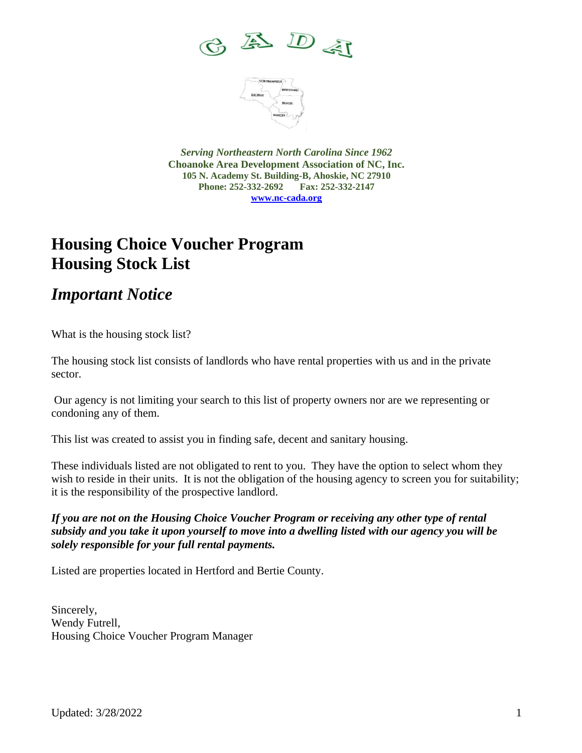CADA

*Serving Northeastern North Carolina Since 1962*
**Choanoke Area Development Association of NC, Inc.**
**105 N. Academy St. Building-B, Ahoskie, NC 27910**
**Phone: 252-332-2692 Fax: 252-332-2147**
**www.nc-cada.org**

# Housing Choice Voucher Program
# Housing Stock List

## *Important Notice*

What is the housing stock list?

The housing stock list consists of landlords who have rental properties with us and in the private sector.

Our agency is not limiting your search to this list of property owners nor are we representing or condoning any of them.

This list was created to assist you in finding safe, decent and sanitary housing.

These individuals listed are not obligated to rent to you. They have the option to select whom they wish to reside in their units. It is not the obligation of the housing agency to screen you for suitability; it is the responsibility of the prospective landlord.

***If you are not on the Housing Choice Voucher Program or receiving any other type of rental subsidy and you take it upon yourself to move into a dwelling listed with our agency you will be solely responsible for your full rental payments.***

Listed are properties located in Hertford and Bertie County.

Sincerely,
Wendy Futrell,
Housing Choice Voucher Program Manager

Updated: 3/28/2022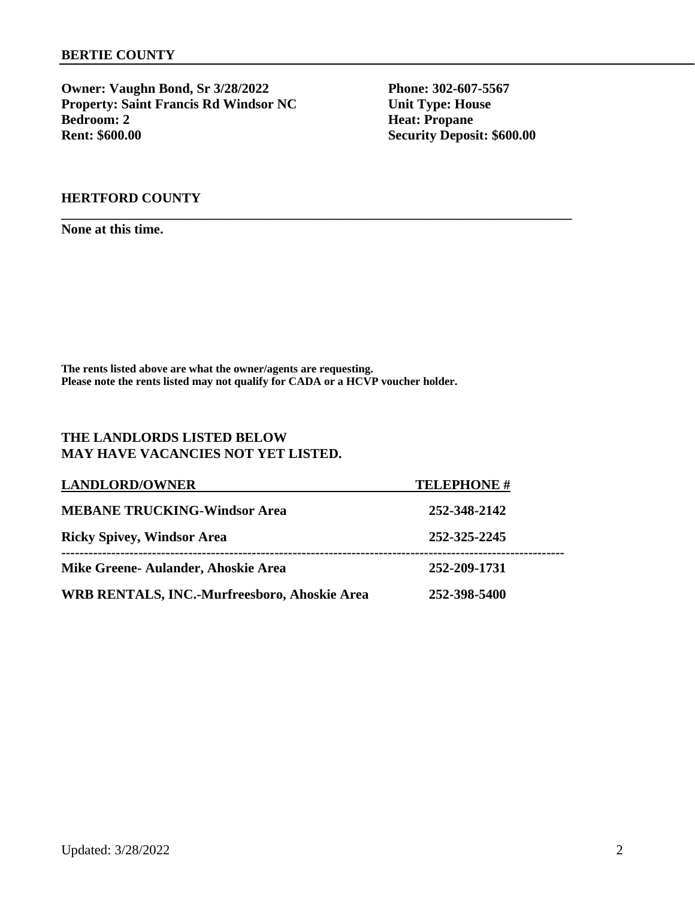## BERTIE COUNTY

**Owner: Vaughn Bond, Sr 3/28/2022**
**Phone: 302-607-5567**
**Property: Saint Francis Rd Windsor NC**
**Unit Type: House**
**Bedroom: 2**
**Heat: Propane**
**Rent: $600.00**
**Security Deposit: $600.00**

## HERTFORD COUNTY

**None at this time.**

**The rents listed above are what the owner/agents are requesting.**
**Please note the rents listed may not qualify for CADA or a HCVP voucher holder.**

## THE LANDLORDS LISTED BELOW MAY HAVE VACANCIES NOT YET LISTED.

| LANDLORD/OWNER | TELEPHONE # |
|---|---|
| MEBANE TRUCKING-Windsor Area | 252-348-2142 |
| Ricky Spivey, Windsor Area | 252-325-2245 |
| Mike Greene- Aulander, Ahoskie Area | 252-209-1731 |
| WRB RENTALS, INC.-Murfreesboro, Ahoskie Area | 252-398-5400 |

Updated: 3/28/2022